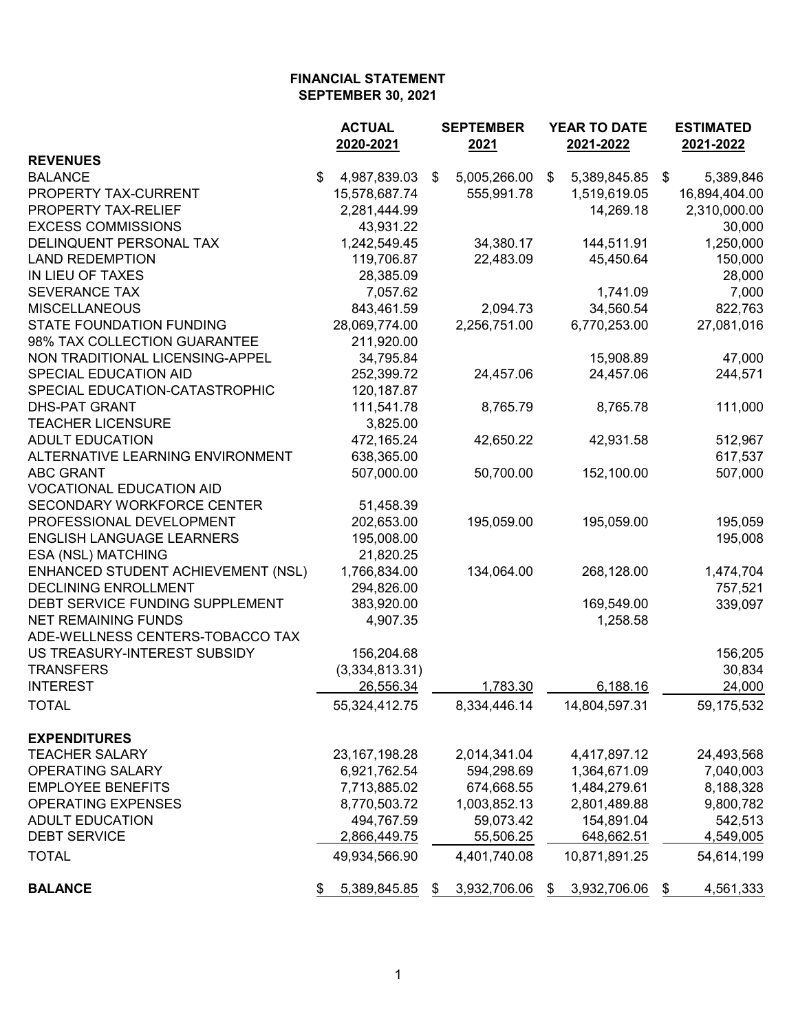# FINANCIAL STATEMENT
## SEPTEMBER 30, 2021

| | ACTUAL 2020-2021 | SEPTEMBER 2021 | YEAR TO DATE 2021-2022 | ESTIMATED 2021-2022 |
|---|---|---|---|---|
| **REVENUES** | | | | |
| BALANCE | $ 4,987,839.03 | $ 5,005,266.00 | $ 5,389,845.85 | $ 5,389,846 |
| PROPERTY TAX-CURRENT | 15,578,687.74 | 555,991.78 | 1,519,619.05 | 16,894,404.00 |
| PROPERTY TAX-RELIEF | 2,281,444.99 | | 14,269.18 | 2,310,000.00 |
| EXCESS COMMISSIONS | 43,931.22 | | | 30,000 |
| DELINQUENT PERSONAL TAX | 1,242,549.45 | 34,380.17 | 144,511.91 | 1,250,000 |
| LAND REDEMPTION | 119,706.87 | 22,483.09 | 45,450.64 | 150,000 |
| IN LIEU OF TAXES | 28,385.09 | | | 28,000 |
| SEVERANCE TAX | 7,057.62 | | 1,741.09 | 7,000 |
| MISCELLANEOUS | 843,461.59 | 2,094.73 | 34,560.54 | 822,763 |
| STATE FOUNDATION FUNDING | 28,069,774.00 | 2,256,751.00 | 6,770,253.00 | 27,081,016 |
| 98% TAX COLLECTION GUARANTEE | 211,920.00 | | | |
| NON TRADITIONAL LICENSING-APPEL | 34,795.84 | | 15,908.89 | 47,000 |
| SPECIAL EDUCATION AID | 252,399.72 | 24,457.06 | 24,457.06 | 244,571 |
| SPECIAL EDUCATION-CATASTROPHIC | 120,187.87 | | | |
| DHS-PAT GRANT | 111,541.78 | 8,765.79 | 8,765.78 | 111,000 |
| TEACHER LICENSURE | 3,825.00 | | | |
| ADULT EDUCATION | 472,165.24 | 42,650.22 | 42,931.58 | 512,967 |
| ALTERNATIVE LEARNING ENVIRONMENT | 638,365.00 | | | 617,537 |
| ABC GRANT | 507,000.00 | 50,700.00 | 152,100.00 | 507,000 |
| VOCATIONAL EDUCATION AID | | | | |
| SECONDARY WORKFORCE CENTER | 51,458.39 | | | |
| PROFESSIONAL DEVELOPMENT | 202,653.00 | 195,059.00 | 195,059.00 | 195,059 |
| ENGLISH LANGUAGE LEARNERS | 195,008.00 | | | 195,008 |
| ESA (NSL) MATCHING | 21,820.25 | | | |
| ENHANCED STUDENT ACHIEVEMENT (NSL) | 1,766,834.00 | 134,064.00 | 268,128.00 | 1,474,704 |
| DECLINING ENROLLMENT | 294,826.00 | | | 757,521 |
| DEBT SERVICE FUNDING SUPPLEMENT | 383,920.00 | | 169,549.00 | 339,097 |
| NET REMAINING FUNDS | 4,907.35 | | 1,258.58 | |
| ADE-WELLNESS CENTERS-TOBACCO TAX | | | | |
| US TREASURY-INTEREST SUBSIDY | 156,204.68 | | | 156,205 |
| TRANSFERS | (3,334,813.31) | | | 30,834 |
| INTEREST | 26,556.34 | 1,783.30 | 6,188.16 | 24,000 |
| TOTAL | 55,324,412.75 | 8,334,446.14 | 14,804,597.31 | 59,175,532 |
| **EXPENDITURES** | | | | |
| TEACHER SALARY | 23,167,198.28 | 2,014,341.04 | 4,417,897.12 | 24,493,568 |
| OPERATING SALARY | 6,921,762.54 | 594,298.69 | 1,364,671.09 | 7,040,003 |
| EMPLOYEE BENEFITS | 7,713,885.02 | 674,668.55 | 1,484,279.61 | 8,188,328 |
| OPERATING EXPENSES | 8,770,503.72 | 1,003,852.13 | 2,801,489.88 | 9,800,782 |
| ADULT EDUCATION | 494,767.59 | 59,073.42 | 154,891.04 | 542,513 |
| DEBT SERVICE | 2,866,449.75 | 55,506.25 | 648,662.51 | 4,549,005 |
| TOTAL | 49,934,566.90 | 4,401,740.08 | 10,871,891.25 | 54,614,199 |
| **BALANCE** | $ 5,389,845.85 | $ 3,932,706.06 | $ 3,932,706.06 | $ 4,561,333 |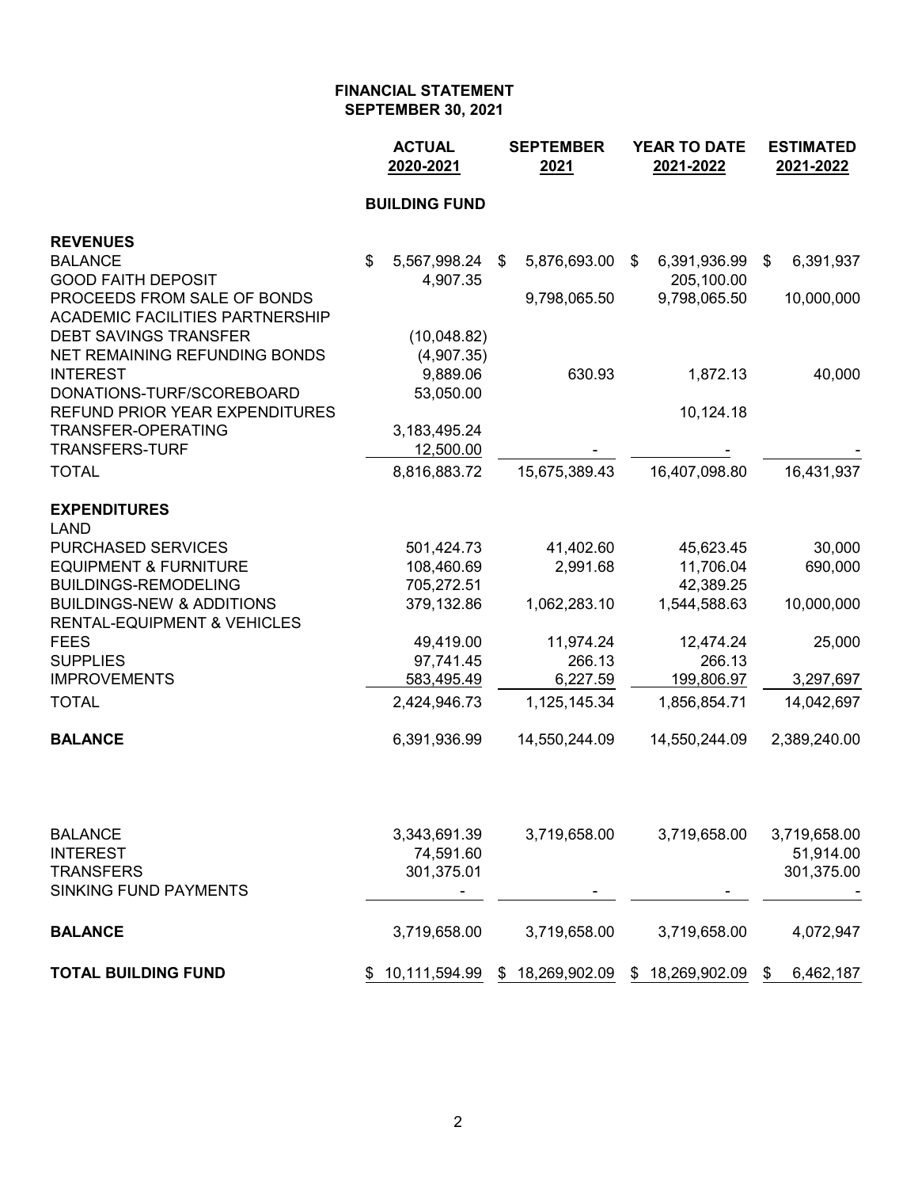**FINANCIAL STATEMENT**
**SEPTEMBER 30, 2021**

| | ACTUAL 2020-2021 | SEPTEMBER 2021 | YEAR TO DATE 2021-2022 | ESTIMATED 2021-2022 |
|---|---|---|---|---|
| | **BUILDING FUND** | | | |
| **REVENUES** | | | | |
| BALANCE | $ 5,567,998.24 | $ 5,876,693.00 | $ 6,391,936.99 | $ 6,391,937 |
| GOOD FAITH DEPOSIT | 4,907.35 | | 205,100.00 | |
| PROCEEDS FROM SALE OF BONDS | | 9,798,065.50 | 9,798,065.50 | 10,000,000 |
| ACADEMIC FACILITIES PARTNERSHIP | | | | |
| DEBT SAVINGS TRANSFER | (10,048.82) | | | |
| NET REMAINING REFUNDING BONDS | (4,907.35) | | | |
| INTEREST | 9,889.06 | 630.93 | 1,872.13 | 40,000 |
| DONATIONS-TURF/SCOREBOARD | 53,050.00 | | | |
| REFUND PRIOR YEAR EXPENDITURES | | | 10,124.18 | |
| TRANSFER-OPERATING | 3,183,495.24 | | | |
| TRANSFERS-TURF | 12,500.00 | - | - | - |
| TOTAL | 8,816,883.72 | 15,675,389.43 | 16,407,098.80 | 16,431,937 |
| **EXPENDITURES** | | | | |
| LAND | | | | |
| PURCHASED SERVICES | 501,424.73 | 41,402.60 | 45,623.45 | 30,000 |
| EQUIPMENT & FURNITURE | 108,460.69 | 2,991.68 | 11,706.04 | 690,000 |
| BUILDINGS-REMODELING | 705,272.51 | | 42,389.25 | |
| BUILDINGS-NEW & ADDITIONS | 379,132.86 | 1,062,283.10 | 1,544,588.63 | 10,000,000 |
| RENTAL-EQUIPMENT & VEHICLES | | | | |
| FEES | 49,419.00 | 11,974.24 | 12,474.24 | 25,000 |
| SUPPLIES | 97,741.45 | 266.13 | 266.13 | |
| IMPROVEMENTS | 583,495.49 | 6,227.59 | 199,806.97 | 3,297,697 |
| TOTAL | 2,424,946.73 | 1,125,145.34 | 1,856,854.71 | 14,042,697 |
| **BALANCE** | 6,391,936.99 | 14,550,244.09 | 14,550,244.09 | 2,389,240.00 |
| | | | | |
| BALANCE | 3,343,691.39 | 3,719,658.00 | 3,719,658.00 | 3,719,658.00 |
| INTEREST | 74,591.60 | | | 51,914.00 |
| TRANSFERS | 301,375.01 | | | 301,375.00 |
| SINKING FUND PAYMENTS | - | - | - | - |
| **BALANCE** | 3,719,658.00 | 3,719,658.00 | 3,719,658.00 | 4,072,947 |
| **TOTAL BUILDING FUND** | $ 10,111,594.99 | $ 18,269,902.09 | $ 18,269,902.09 | $ 6,462,187 |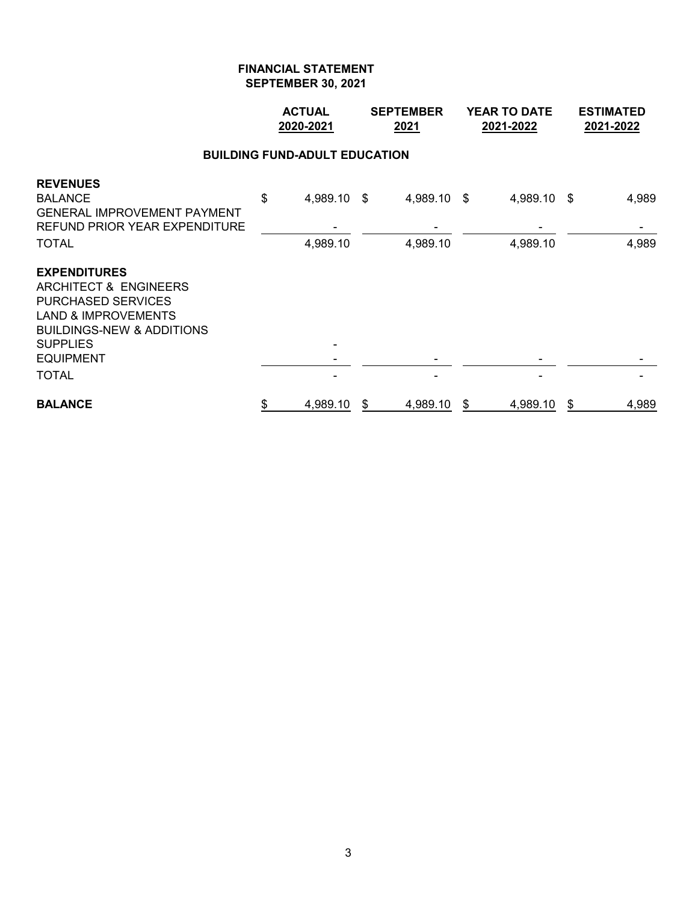**FINANCIAL STATEMENT**
**SEPTEMBER 30, 2021**

| | ACTUAL 2020-2021 | SEPTEMBER 2021 | YEAR TO DATE 2021-2022 | ESTIMATED 2021-2022 |
|---|---|---|---|---|
| **BUILDING FUND-ADULT EDUCATION** | | | | |
| **REVENUES** | | | | |
| BALANCE | $ 4,989.10 | $ 4,989.10 | $ 4,989.10 | $ 4,989 |
| GENERAL IMPROVEMENT PAYMENT | | | | |
| REFUND PRIOR YEAR EXPENDITURE | - | - | - | - |
| TOTAL | 4,989.10 | 4,989.10 | 4,989.10 | 4,989 |
| **EXPENDITURES** | | | | |
| ARCHITECT & ENGINEERS | | | | |
| PURCHASED SERVICES | | | | |
| LAND & IMPROVEMENTS | | | | |
| BUILDINGS-NEW & ADDITIONS | | | | |
| SUPPLIES | - | | | |
| EQUIPMENT | - | - | - | - |
| TOTAL | - | - | - | - |
| **BALANCE** | $ 4,989.10 | $ 4,989.10 | $ 4,989.10 | $ 4,989 |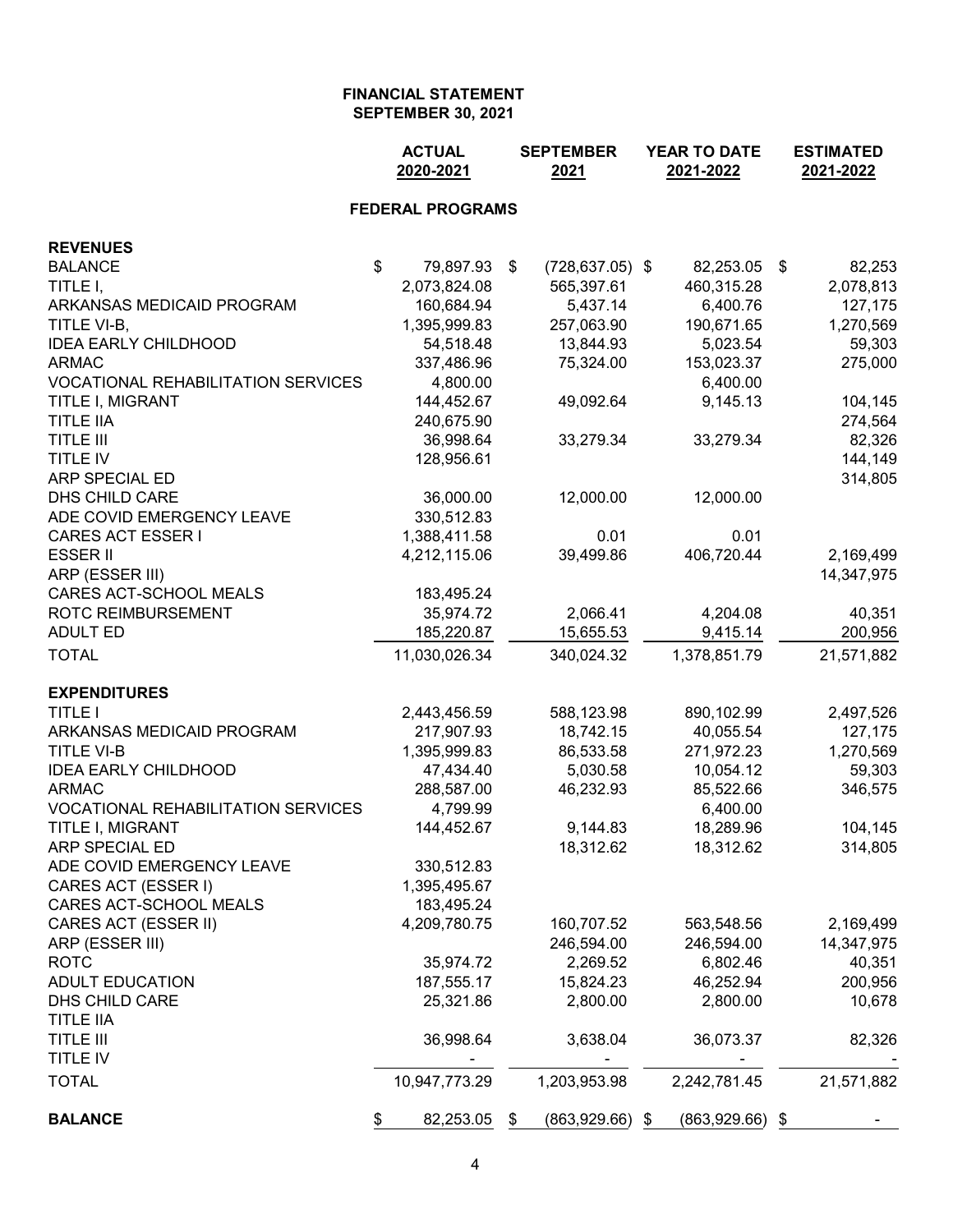**FINANCIAL STATEMENT**
**SEPTEMBER 30, 2021**

| | ACTUAL 2020-2021 | SEPTEMBER 2021 | YEAR TO DATE 2021-2022 | ESTIMATED 2021-2022 |
|---|---|---|---|---|
| **FEDERAL PROGRAMS** | | | | |
| **REVENUES** | | | | |
| BALANCE | $ 79,897.93 | $ (728,637.05) | $ 82,253.05 | $ 82,253 |
| TITLE I, | 2,073,824.08 | 565,397.61 | 460,315.28 | 2,078,813 |
| ARKANSAS MEDICAID PROGRAM | 160,684.94 | 5,437.14 | 6,400.76 | 127,175 |
| TITLE VI-B, | 1,395,999.83 | 257,063.90 | 190,671.65 | 1,270,569 |
| IDEA EARLY CHILDHOOD | 54,518.48 | 13,844.93 | 5,023.54 | 59,303 |
| ARMAC | 337,486.96 | 75,324.00 | 153,023.37 | 275,000 |
| VOCATIONAL REHABILITATION SERVICES | 4,800.00 | | 6,400.00 | |
| TITLE I, MIGRANT | 144,452.67 | 49,092.64 | 9,145.13 | 104,145 |
| TITLE IIA | 240,675.90 | | | 274,564 |
| TITLE III | 36,998.64 | 33,279.34 | 33,279.34 | 82,326 |
| TITLE IV | 128,956.61 | | | 144,149 |
| ARP SPECIAL ED | | | | 314,805 |
| DHS CHILD CARE | 36,000.00 | 12,000.00 | 12,000.00 | |
| ADE COVID EMERGENCY LEAVE | 330,512.83 | | | |
| CARES ACT ESSER I | 1,388,411.58 | 0.01 | 0.01 | |
| ESSER II | 4,212,115.06 | 39,499.86 | 406,720.44 | 2,169,499 |
| ARP (ESSER III) | | | | 14,347,975 |
| CARES ACT-SCHOOL MEALS | 183,495.24 | | | |
| ROTC REIMBURSEMENT | 35,974.72 | 2,066.41 | 4,204.08 | 40,351 |
| ADULT ED | 185,220.87 | 15,655.53 | 9,415.14 | 200,956 |
| TOTAL | 11,030,026.34 | 340,024.32 | 1,378,851.79 | 21,571,882 |
| **EXPENDITURES** | | | | |
| TITLE I | 2,443,456.59 | 588,123.98 | 890,102.99 | 2,497,526 |
| ARKANSAS MEDICAID PROGRAM | 217,907.93 | 18,742.15 | 40,055.54 | 127,175 |
| TITLE VI-B | 1,395,999.83 | 86,533.58 | 271,972.23 | 1,270,569 |
| IDEA EARLY CHILDHOOD | 47,434.40 | 5,030.58 | 10,054.12 | 59,303 |
| ARMAC | 288,587.00 | 46,232.93 | 85,522.66 | 346,575 |
| VOCATIONAL REHABILITATION SERVICES | 4,799.99 | | 6,400.00 | |
| TITLE I, MIGRANT | 144,452.67 | 9,144.83 | 18,289.96 | 104,145 |
| ARP SPECIAL ED | | 18,312.62 | 18,312.62 | 314,805 |
| ADE COVID EMERGENCY LEAVE | 330,512.83 | | | |
| CARES ACT (ESSER I) | 1,395,495.67 | | | |
| CARES ACT-SCHOOL MEALS | 183,495.24 | | | |
| CARES ACT (ESSER II) | 4,209,780.75 | 160,707.52 | 563,548.56 | 2,169,499 |
| ARP (ESSER III) | | 246,594.00 | 246,594.00 | 14,347,975 |
| ROTC | 35,974.72 | 2,269.52 | 6,802.46 | 40,351 |
| ADULT EDUCATION | 187,555.17 | 15,824.23 | 46,252.94 | 200,956 |
| DHS CHILD CARE | 25,321.86 | 2,800.00 | 2,800.00 | 10,678 |
| TITLE IIA | | | | |
| TITLE III | 36,998.64 | 3,638.04 | 36,073.37 | 82,326 |
| TITLE IV | - | - | - | - |
| TOTAL | 10,947,773.29 | 1,203,953.98 | 2,242,781.45 | 21,571,882 |
| **BALANCE** | $ 82,253.05 | $ (863,929.66) | $ (863,929.66) | $ - |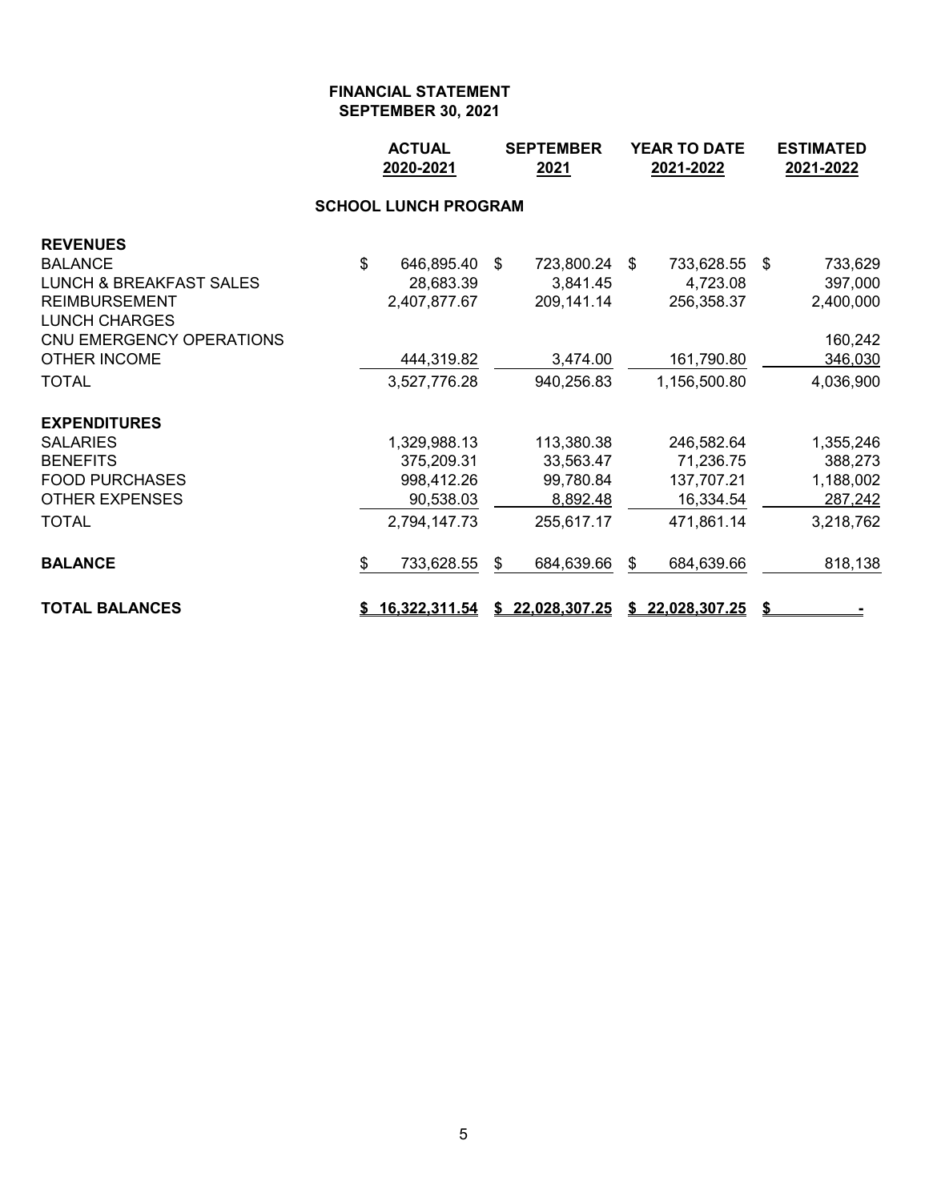# FINANCIAL STATEMENT
## SEPTEMBER 30, 2021

| | ACTUAL 2020-2021 | SEPTEMBER 2021 | YEAR TO DATE 2021-2022 | ESTIMATED 2021-2022 |
|---|---|---|---|---|
| **SCHOOL LUNCH PROGRAM** | | | | |
| **REVENUES** | | | | |
| BALANCE | $ 646,895.40 | $ 723,800.24 | $ 733,628.55 | $ 733,629 |
| LUNCH & BREAKFAST SALES | 28,683.39 | 3,841.45 | 4,723.08 | 397,000 |
| REIMBURSEMENT | 2,407,877.67 | 209,141.14 | 256,358.37 | 2,400,000 |
| LUNCH CHARGES | | | | |
| CNU EMERGENCY OPERATIONS | | | | 160,242 |
| OTHER INCOME | 444,319.82 | 3,474.00 | 161,790.80 | 346,030 |
| TOTAL | 3,527,776.28 | 940,256.83 | 1,156,500.80 | 4,036,900 |
| **EXPENDITURES** | | | | |
| SALARIES | 1,329,988.13 | 113,380.38 | 246,582.64 | 1,355,246 |
| BENEFITS | 375,209.31 | 33,563.47 | 71,236.75 | 388,273 |
| FOOD PURCHASES | 998,412.26 | 99,780.84 | 137,707.21 | 1,188,002 |
| OTHER EXPENSES | 90,538.03 | 8,892.48 | 16,334.54 | 287,242 |
| TOTAL | 2,794,147.73 | 255,617.17 | 471,861.14 | 3,218,762 |
| **BALANCE** | $ 733,628.55 | $ 684,639.66 | $ 684,639.66 | 818,138 |
| **TOTAL BALANCES** | **$ 16,322,311.54** | **$ 22,028,307.25** | **$ 22,028,307.25** | **$ -** |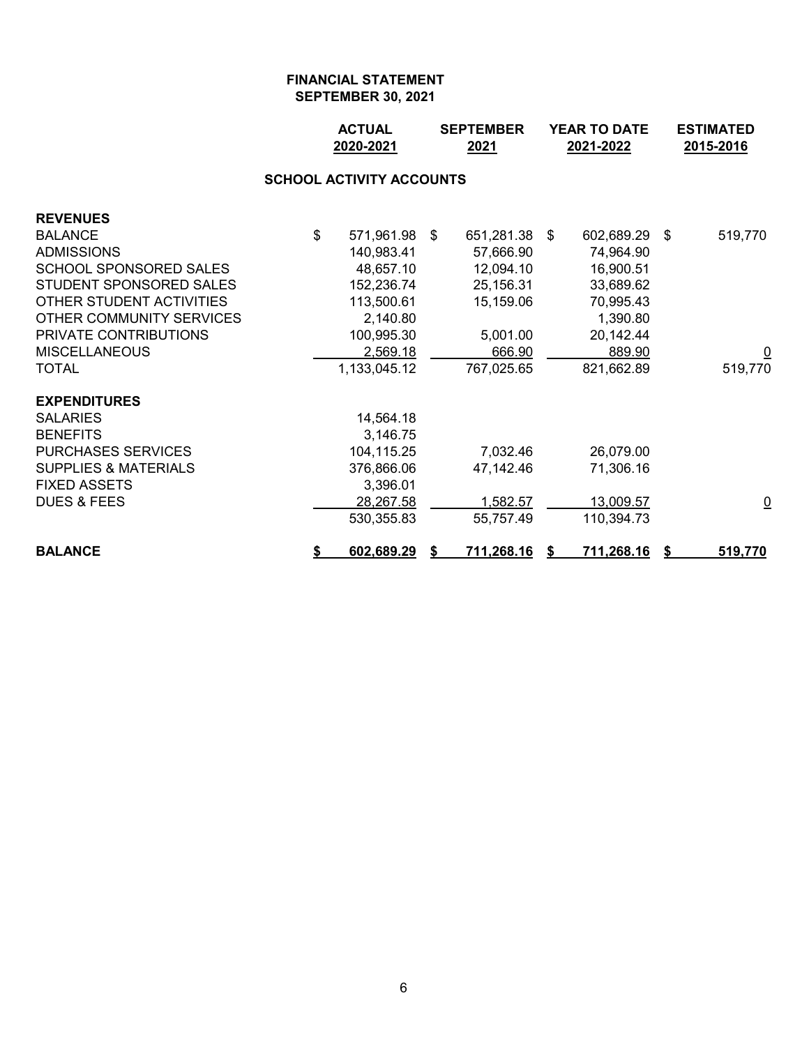# FINANCIAL STATEMENT
## SEPTEMBER 30, 2021

### SCHOOL ACTIVITY ACCOUNTS

| | ACTUAL 2020-2021 | SEPTEMBER 2021 | YEAR TO DATE 2021-2022 | ESTIMATED 2015-2016 |
|---|---|---|---|---|
| **REVENUES** | | | | |
| BALANCE | $ 571,961.98 | $ 651,281.38 | $ 602,689.29 | $ 519,770 |
| ADMISSIONS | 140,983.41 | 57,666.90 | 74,964.90 | |
| SCHOOL SPONSORED SALES | 48,657.10 | 12,094.10 | 16,900.51 | |
| STUDENT SPONSORED SALES | 152,236.74 | 25,156.31 | 33,689.62 | |
| OTHER STUDENT ACTIVITIES | 113,500.61 | 15,159.06 | 70,995.43 | |
| OTHER COMMUNITY SERVICES | 2,140.80 | | 1,390.80 | |
| PRIVATE CONTRIBUTIONS | 100,995.30 | 5,001.00 | 20,142.44 | |
| MISCELLANEOUS | 2,569.18 | 666.90 | 889.90 | 0 |
| TOTAL | 1,133,045.12 | 767,025.65 | 821,662.89 | 519,770 |
| **EXPENDITURES** | | | | |
| SALARIES | 14,564.18 | | | |
| BENEFITS | 3,146.75 | | | |
| PURCHASES SERVICES | 104,115.25 | 7,032.46 | 26,079.00 | |
| SUPPLIES & MATERIALS | 376,866.06 | 47,142.46 | 71,306.16 | |
| FIXED ASSETS | 3,396.01 | | | |
| DUES & FEES | 28,267.58 | 1,582.57 | 13,009.57 | 0 |
| | 530,355.83 | 55,757.49 | 110,394.73 | |
| **BALANCE** | **$ 602,689.29** | **$ 711,268.16** | **$ 711,268.16** | **$ 519,770** |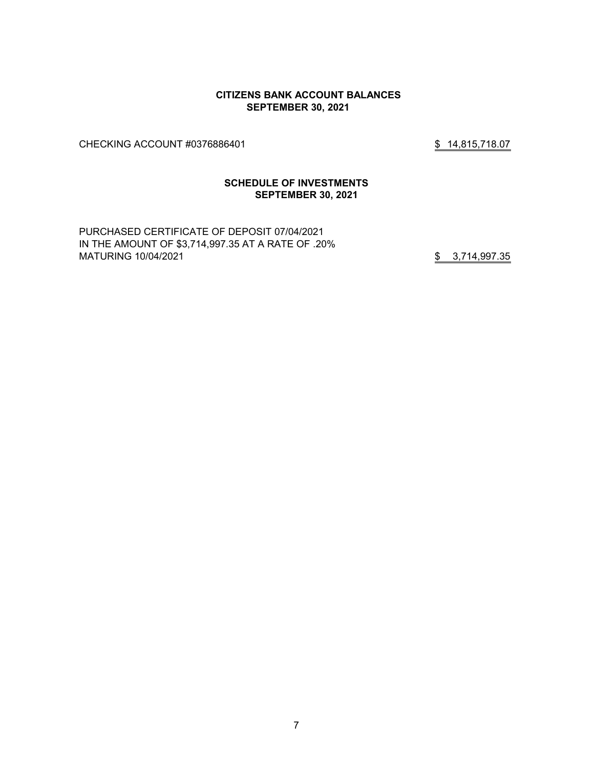**CITIZENS BANK ACCOUNT BALANCES**
**SEPTEMBER 30, 2021**

CHECKING ACCOUNT #0376886401 $ 14,815,718.07

**SCHEDULE OF INVESTMENTS**
**SEPTEMBER 30, 2021**

PURCHASED CERTIFICATE OF DEPOSIT 07/04/2021
IN THE AMOUNT OF $3,714,997.35 AT A RATE OF .20%
MATURING 10/04/2021 $ 3,714,997.35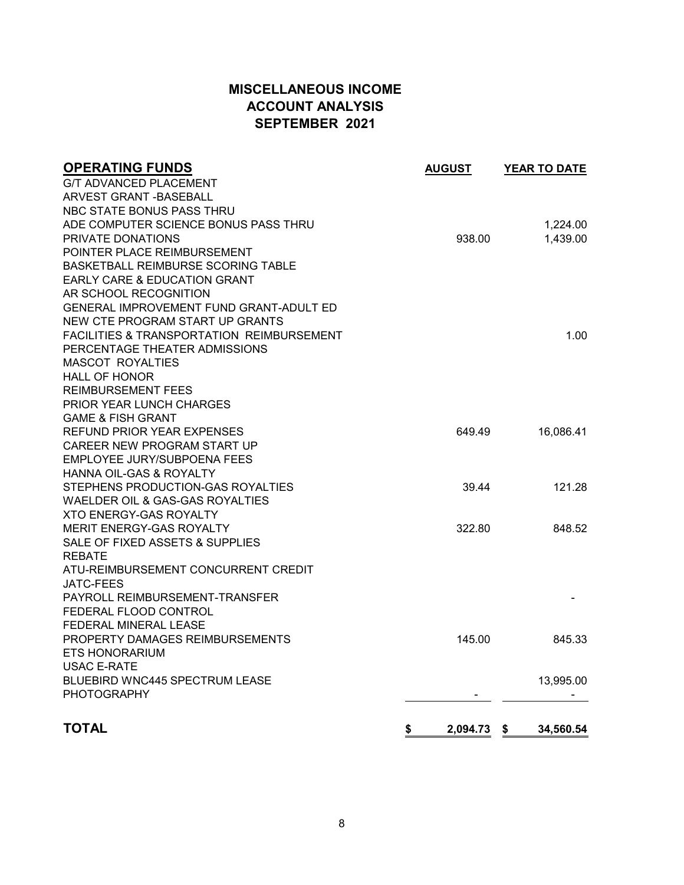# MISCELLANEOUS INCOME
# ACCOUNT ANALYSIS
# SEPTEMBER 2021

| OPERATING FUNDS | AUGUST | YEAR TO DATE |
|---|---|---|
| G/T ADVANCED PLACEMENT | | |
| ARVEST GRANT -BASEBALL | | |
| NBC STATE BONUS PASS THRU | | |
| ADE COMPUTER SCIENCE BONUS PASS THRU | | 1,224.00 |
| PRIVATE DONATIONS | 938.00 | 1,439.00 |
| POINTER PLACE REIMBURSEMENT | | |
| BASKETBALL REIMBURSE SCORING TABLE | | |
| EARLY CARE & EDUCATION GRANT | | |
| AR SCHOOL RECOGNITION | | |
| GENERAL IMPROVEMENT FUND GRANT-ADULT ED | | |
| NEW CTE PROGRAM START UP GRANTS | | |
| FACILITIES & TRANSPORTATION REIMBURSEMENT | | 1.00 |
| PERCENTAGE THEATER ADMISSIONS | | |
| MASCOT ROYALTIES | | |
| HALL OF HONOR | | |
| REIMBURSEMENT FEES | | |
| PRIOR YEAR LUNCH CHARGES | | |
| GAME & FISH GRANT | | |
| REFUND PRIOR YEAR EXPENSES | 649.49 | 16,086.41 |
| CAREER NEW PROGRAM START UP | | |
| EMPLOYEE JURY/SUBPOENA FEES | | |
| HANNA OIL-GAS & ROYALTY | | |
| STEPHENS PRODUCTION-GAS ROYALTIES | 39.44 | 121.28 |
| WAELDER OIL & GAS-GAS ROYALTIES | | |
| XTO ENERGY-GAS ROYALTY | | |
| MERIT ENERGY-GAS ROYALTY | 322.80 | 848.52 |
| SALE OF FIXED ASSETS & SUPPLIES | | |
| REBATE | | |
| ATU-REIMBURSEMENT CONCURRENT CREDIT | | |
| JATC-FEES | | |
| PAYROLL REIMBURSEMENT-TRANSFER | | - |
| FEDERAL FLOOD CONTROL | | |
| FEDERAL MINERAL LEASE | | |
| PROPERTY DAMAGES REIMBURSEMENTS | 145.00 | 845.33 |
| ETS HONORARIUM | | |
| USAC E-RATE | | |
| BLUEBIRD WNC445 SPECTRUM LEASE | | 13,995.00 |
| PHOTOGRAPHY | - | - |
| **TOTAL** | **$ 2,094.73** | **$ 34,560.54** |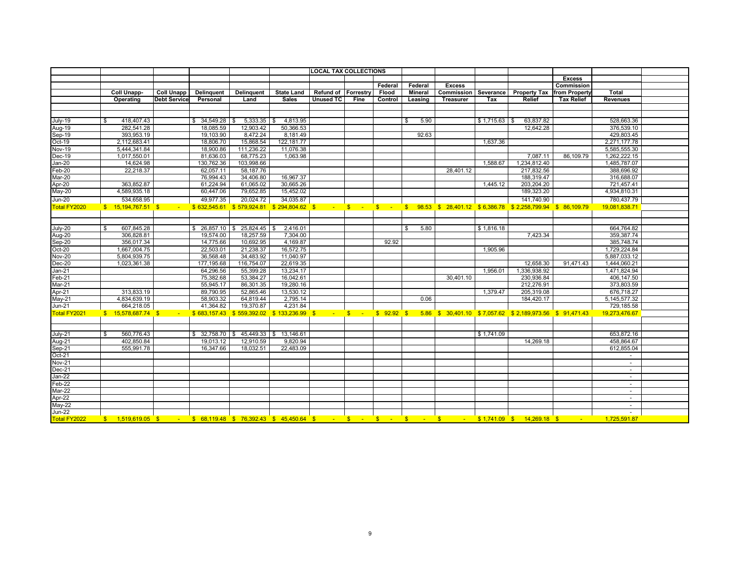LOCAL TAX COLLECTIONS

| | Coll Unapp-Operating | Coll Unapp Debt Service | Delinquent Personal | Delinquent Land | State Land Sales | Refund of Unused TC | Forrestry Fine | Federal Flood Control | Federal Mineral Leasing | Excess Commission Treasurer | Severance Tax | Property Tax Relief | Excess Commission from Property Tax Relief | Total Revenues |
|---|---|---|---|---|---|---|---|---|---|---|---|---|---|---|
| July-19 | $ 418,407.43 | | $ 34,549.28 | $ 5,333.35 | $ 4,813.95 | | | | $ 5.90 | | $ 1,715.63 | $ 63,837.82 | | 528,663.36 |
| Aug-19 | 282,541.28 | | 18,085.59 | 12,903.42 | 50,366.53 | | | | | | | 12,642.28 | | 376,539.10 |
| Sep-19 | 393,953.19 | | 19,103.90 | 8,472.24 | 8,181.49 | | | | 92.63 | | | | | 429,803.45 |
| Oct-19 | 2,112,683.41 | | 18,806.70 | 15,868.54 | 122,181.77 | | | | | | 1,637.36 | | | 2,271,177.78 |
| Nov-19 | 5,444,341.84 | | 18,900.86 | 111,236.22 | 11,076.38 | | | | | | | | | 5,585,555.30 |
| Dec-19 | 1,017,550.01 | | 81,636.03 | 68,775.23 | 1,063.98 | | | | | | | 7,087.11 | 86,109.79 | 1,262,222.15 |
| Jan-20 | 14,624.98 | | 130,762.36 | 103,998.66 | | | | | | | 1,588.67 | 1,234,812.40 | | 1,485,787.07 |
| Feb-20 | 22,218.37 | | 62,057.11 | 58,187.76 | | | | | | 28,401.12 | | 217,832.56 | | 388,696.92 |
| Mar-20 | | | 76,994.43 | 34,406.80 | 16,967.37 | | | | | | | 188,319.47 | | 316,688.07 |
| Apr-20 | 363,852.87 | | 61,224.94 | 61,065.02 | 30,665.26 | | | | | | 1,445.12 | 203,204.20 | | 721,457.41 |
| May-20 | 4,589,935.18 | | 60,447.06 | 79,652.85 | 15,452.02 | | | | | | | 189,323.20 | | 4,934,810.31 |
| Jun-20 | 534,658.95 | | 49,977.35 | 20,024.72 | 34,035.87 | | | | | | | 141,740.90 | | 780,437.79 |
| Total FY2020 | $ 15,194,767.51 | $ - | $ 632,545.61 | $ 579,924.81 | $ 294,804.62 | $ - | $ - | $ - | $ 98.53 | $ 28,401.12 | $ 6,386.78 | $ 2,258,799.94 | $ 86,109.79 | 19,081,838.71 |
| | | | | | | | | | | | | | | |
| July-20 | $ 607,845.28 | | $ 26,857.10 | $ 25,824.45 | $ 2,416.01 | | | | $ 5.80 | | $ 1,816.18 | | | 664,764.82 |
| Aug-20 | 306,828.81 | | 19,574.00 | 18,257.59 | 7,304.00 | | | | | | | 7,423.34 | | 359,387.74 |
| Sep-20 | 356,017.34 | | 14,775.66 | 10,692.95 | 4,169.87 | | | 92.92 | | | | | | 385,748.74 |
| Oct-20 | 1,667,004.75 | | 22,503.01 | 21,238.37 | 16,572.75 | | | | | | 1,905.96 | | | 1,729,224.84 |
| Nov-20 | 5,804,939.75 | | 36,568.48 | 34,483.92 | 11,040.97 | | | | | | | | | 5,887,033.12 |
| Dec-20 | 1,023,361.38 | | 177,195.68 | 116,754.07 | 22,619.35 | | | | | | | 12,658.30 | 91,471.43 | 1,444,060.21 |
| Jan-21 | | | 64,296.56 | 55,399.28 | 13,234.17 | | | | | | 1,956.01 | 1,336,938.92 | | 1,471,824.94 |
| Feb-21 | | | 75,382.68 | 53,384.27 | 16,042.61 | | | | | 30,401.10 | | 230,936.84 | | 406,147.50 |
| Mar-21 | | | 55,945.17 | 86,301.35 | 19,280.16 | | | | | | | 212,276.91 | | 373,803.59 |
| Apr-21 | 313,833.19 | | 89,790.95 | 52,865.46 | 13,530.12 | | | | | | 1,379.47 | 205,319.08 | | 676,718.27 |
| May-21 | 4,834,639.19 | | 58,903.32 | 64,819.44 | 2,795.14 | | | | 0.06 | | | 184,420.17 | | 5,145,577.32 |
| Jun-21 | 664,218.05 | | 41,364.82 | 19,370.87 | 4,231.84 | | | | | | | | | 729,185.58 |
| Total FY2021 | $ 15,578,687.74 | $ - | $ 683,157.43 | $ 559,392.02 | $ 133,236.99 | $ - | $ - | $ 92.92 | $ 5.86 | $ 30,401.10 | $ 7,057.62 | $ 2,189,973.56 | $ 91,471.43 | 19,273,476.67 |
| | | | | | | | | | | | | | | |
| July-21 | $ 560,776.43 | | $ 32,758.70 | $ 45,449.33 | $ 13,146.61 | | | | | | $ 1,741.09 | | | 653,872.16 |
| Aug-21 | 402,850.84 | | 19,013.12 | 12,910.59 | 9,820.94 | | | | | | | 14,269.18 | | 458,864.67 |
| Sep-21 | 555,991.78 | | 16,347.66 | 18,032.51 | 22,483.09 | | | | | | | | | 612,855.04 |
| Oct-21 | | | | | | | | | | | | | | - |
| Nov-21 | | | | | | | | | | | | | | - |
| Dec-21 | | | | | | | | | | | | | | - |
| Jan-22 | | | | | | | | | | | | | | - |
| Feb-22 | | | | | | | | | | | | | | - |
| Mar-22 | | | | | | | | | | | | | | - |
| Apr-22 | | | | | | | | | | | | | | - |
| May-22 | | | | | | | | | | | | | | - |
| Jun-22 | | | | | | | | | | | | | | - |
| Total FY2022 | $ 1,519,619.05 | $ - | $ 68,119.48 | $ 76,392.43 | $ 45,450.64 | $ - | $ - | $ - | $ - | $ - | $ 1,741.09 | $ 14,269.18 | $ - | 1,725,591.87 |